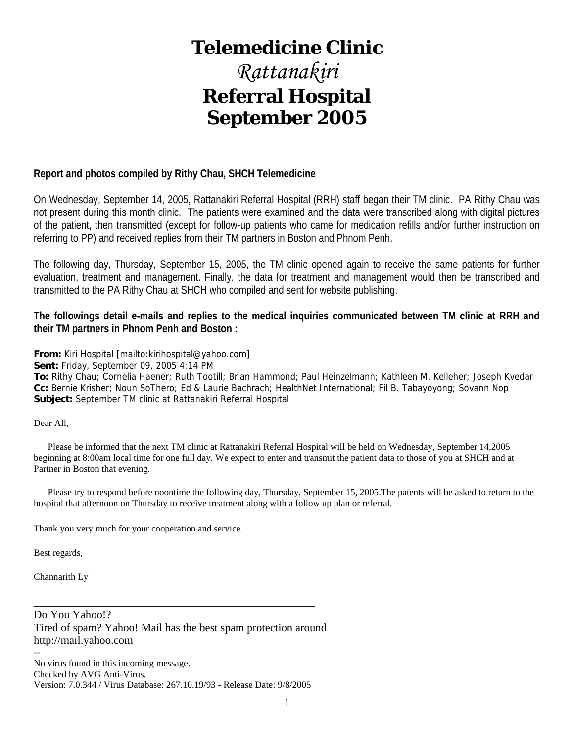# Telemedicine Clinic
# *Rattanakiri*
# Referral Hospital
# September 2005

**Report and photos compiled by Rithy Chau, SHCH Telemedicine**

On Wednesday, September 14, 2005, Rattanakiri Referral Hospital (RRH) staff began their TM clinic. PA Rithy Chau was not present during this month clinic. The patients were examined and the data were transcribed along with digital pictures of the patient, then transmitted (except for follow-up patients who came for medication refills and/or further instruction on referring to PP) and received replies from their TM partners in Boston and Phnom Penh.

The following day, Thursday, September 15, 2005, the TM clinic opened again to receive the same patients for further evaluation, treatment and management. Finally, the data for treatment and management would then be transcribed and transmitted to the PA Rithy Chau at SHCH who compiled and sent for website publishing.

**The followings detail e-mails and replies to the medical inquiries communicated between TM clinic at RRH and their TM partners in Phnom Penh and Boston :**

**From:** Kiri Hospital [mailto:kirihospital@yahoo.com]
**Sent:** Friday, September 09, 2005 4:14 PM
**To:** Rithy Chau; Cornelia Haener; Ruth Tootill; Brian Hammond; Paul Heinzelmann; Kathleen M. Kelleher; Joseph Kvedar
**Cc:** Bernie Krisher; Noun SoThero; Ed & Laurie Bachrach; HealthNet International; Fil B. Tabayoyong; Sovann Nop
**Subject:** September TM clinic at Rattanakiri Referral Hospital

Dear All,

Please be informed that the next TM clinic at Rattanakiri Referral Hospital will be held on Wednesday, September 14,2005 beginning at 8:00am local time for one full day. We expect to enter and transmit the patient data to those of you at SHCH and at Partner in Boston that evening.

Please try to respond before noontime the following day, Thursday, September 15, 2005.The patents will be asked to return to the hospital that afternoon on Thursday to receive treatment along with a follow up plan or referral.

Thank you very much for your cooperation and service.

Best regards,

Channarith Ly

---

Do You Yahoo!?
Tired of spam? Yahoo! Mail has the best spam protection around
http://mail.yahoo.com

--
No virus found in this incoming message.
Checked by AVG Anti-Virus.
Version: 7.0.344 / Virus Database: 267.10.19/93 - Release Date: 9/8/2005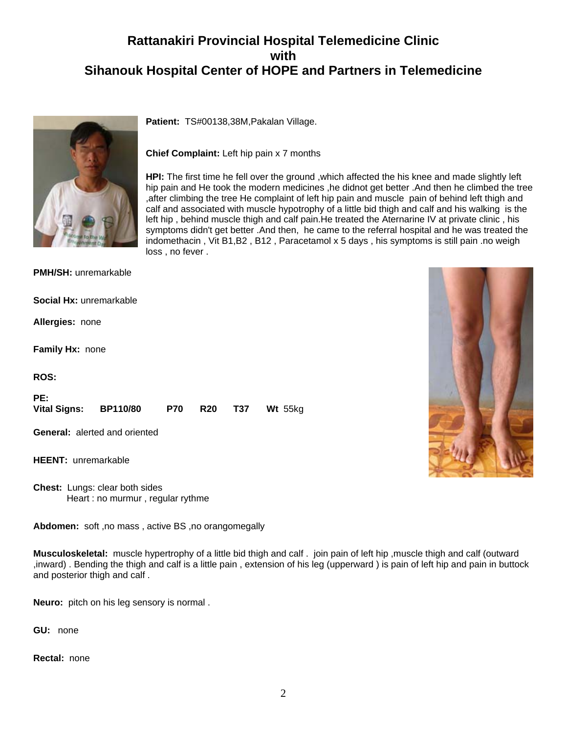# Rattanakiri Provincial Hospital Telemedicine Clinic with Sihanouk Hospital Center of HOPE and Partners in Telemedicine

**Patient:** TS#00138,38M,Pakalan Village.

**Chief Complaint:** Left hip pain x 7 months

**HPI:** The first time he fell over the ground ,which affected the his knee and made slightly left hip pain and He took the modern medicines ,he didnot get better .And then he climbed the tree ,after climbing the tree He complaint of left hip pain and muscle pain of behind left thigh and calf and associated with muscle hypotrophy of a little bid thigh and calf and his walking is the left hip , behind muscle thigh and calf pain.He treated the Aternarine IV at private clinic , his symptoms didn't get better .And then, he came to the referral hospital and he was treated the indomethacin , Vit B1,B2 , B12 , Paracetamol x 5 days , his symptoms is still pain .no weigh loss , no fever .

**PMH/SH:** unremarkable

**Social Hx:** unremarkable

**Allergies:** none

**Family Hx:** none

**ROS:**

**PE:**

**Vital Signs:** **BP110/80** **P70** **R20** **T37** **Wt** 55kg

**General:** alerted and oriented

**HEENT:** unremarkable

**Chest:** Lungs: clear both sides
Heart : no murmur , regular rythme

**Abdomen:** soft ,no mass , active BS ,no orangomegally

**Musculoskeletal:** muscle hypertrophy of a little bid thigh and calf . join pain of left hip ,muscle thigh and calf (outward ,inward) . Bending the thigh and calf is a little pain , extension of his leg (upperward ) is pain of left hip and pain in buttock and posterior thigh and calf .

**Neuro:** pitch on his leg sensory is normal .

**GU:** none

**Rectal:** none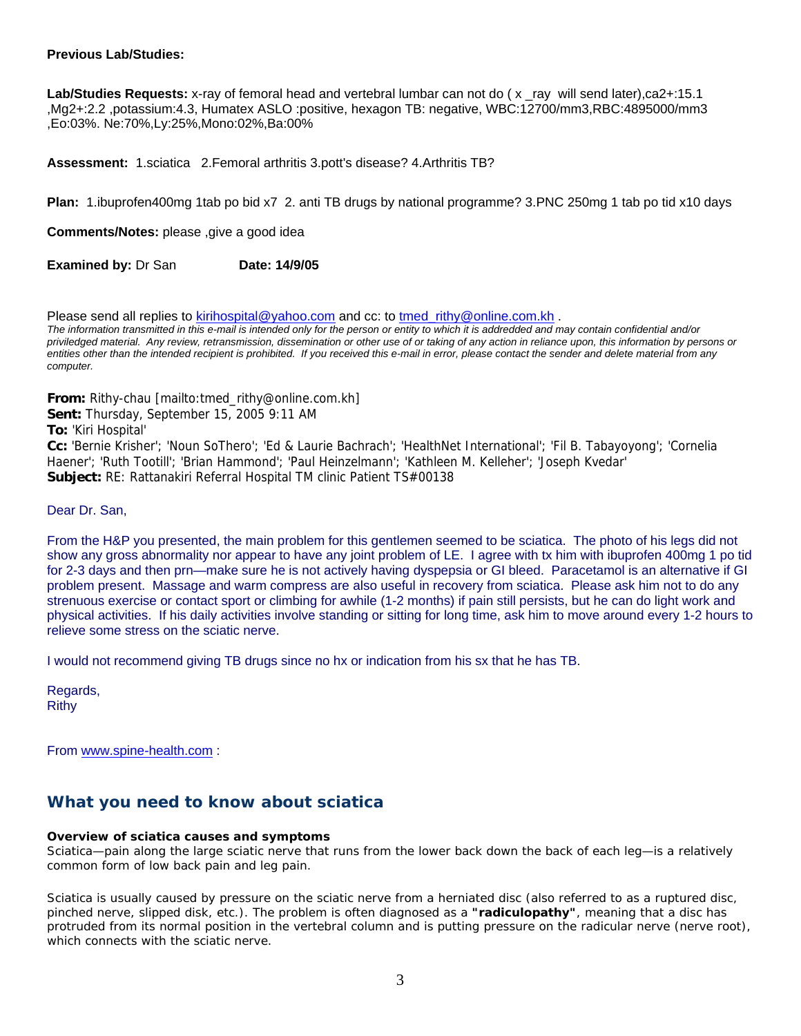**Previous Lab/Studies:**

**Lab/Studies Requests:** x-ray of femoral head and vertebral lumbar can not do ( x _ray will send later),ca2+:15.1 ,Mg2+:2.2 ,potassium:4.3, Humatex ASLO :positive, hexagon TB: negative, WBC:12700/mm3,RBC:4895000/mm3 ,Eo:03%. Ne:70%,Ly:25%,Mono:02%,Ba:00%

**Assessment:** 1.sciatica 2.Femoral arthritis 3.pott's disease? 4.Arthritis TB?

**Plan:** 1.ibuprofen400mg 1tab po bid x7 2. anti TB drugs by national programme? 3.PNC 250mg 1 tab po tid x10 days

**Comments/Notes:** please ,give a good idea

**Examined by:** Dr San **Date: 14/9/05**

Please send all replies to kirihospital@yahoo.com and cc: to tmed_rithy@online.com.kh .

*The information transmitted in this e-mail is intended only for the person or entity to which it is addreded and may contain confidential and/or priviledged material. Any review, retransmission, dissemination or other use of or taking of any action in reliance upon, this information by persons or entities other than the intended recipient is prohibited. If you received this e-mail in error, please contact the sender and delete material from any computer.*

**From:** Rithy-chau [mailto:tmed_rithy@online.com.kh]
**Sent:** Thursday, September 15, 2005 9:11 AM
**To:** 'Kiri Hospital'
**Cc:** 'Bernie Krisher'; 'Noun SoThero'; 'Ed & Laurie Bachrach'; 'HealthNet International'; 'Fil B. Tabayoyong'; 'Cornelia Haener'; 'Ruth Tootill'; 'Brian Hammond'; 'Paul Heinzelmann'; 'Kathleen M. Kelleher'; 'Joseph Kvedar'
**Subject:** RE: Rattanakiri Referral Hospital TM clinic Patient TS#00138

Dear Dr. San,

From the H&P you presented, the main problem for this gentlemen seemed to be sciatica. The photo of his legs did not show any gross abnormality nor appear to have any joint problem of LE. I agree with tx him with ibuprofen 400mg 1 po tid for 2-3 days and then prn—make sure he is not actively having dyspepsia or GI bleed. Paracetamol is an alternative if GI problem present. Massage and warm compress are also useful in recovery from sciatica. Please ask him not to do any strenuous exercise or contact sport or climbing for awhile (1-2 months) if pain still persists, but he can do light work and physical activities. If his daily activities involve standing or sitting for long time, ask him to move around every 1-2 hours to relieve some stress on the sciatic nerve.

I would not recommend giving TB drugs since no hx or indication from his sx that he has TB.

Regards,
Rithy

From www.spine-health.com :

## What you need to know about sciatica

**Overview of sciatica causes and symptoms**

Sciatica—pain along the large sciatic nerve that runs from the lower back down the back of each leg—is a relatively common form of low back pain and leg pain.

Sciatica is usually caused by pressure on the sciatic nerve from a herniated disc (also referred to as a ruptured disc, pinched nerve, slipped disk, etc.). The problem is often diagnosed as a **"radiculopathy"**, meaning that a disc has protruded from its normal position in the vertebral column and is putting pressure on the radicular nerve (nerve root), which connects with the sciatic nerve.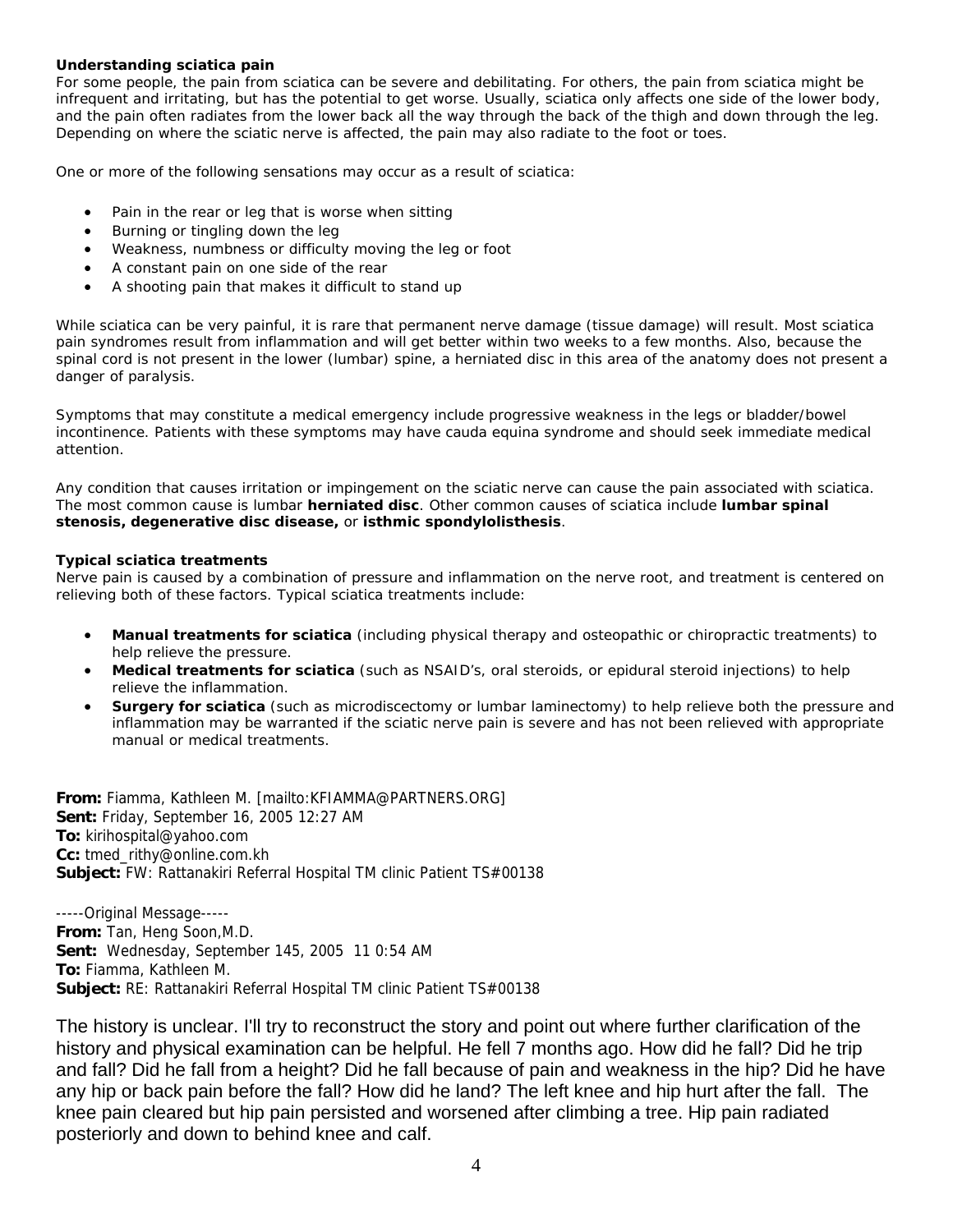**Understanding sciatica pain**

For some people, the pain from sciatica can be severe and debilitating. For others, the pain from sciatica might be infrequent and irritating, but has the potential to get worse. Usually, sciatica only affects one side of the lower body, and the pain often radiates from the lower back all the way through the back of the thigh and down through the leg. Depending on where the sciatic nerve is affected, the pain may also radiate to the foot or toes.

One or more of the following sensations may occur as a result of sciatica:

- Pain in the rear or leg that is worse when sitting
- Burning or tingling down the leg
- Weakness, numbness or difficulty moving the leg or foot
- A constant pain on one side of the rear
- A shooting pain that makes it difficult to stand up

While sciatica can be very painful, it is rare that permanent nerve damage (tissue damage) will result. Most sciatica pain syndromes result from inflammation and will get better within two weeks to a few months. Also, because the spinal cord is not present in the lower (lumbar) spine, a herniated disc in this area of the anatomy does not present a danger of paralysis.

Symptoms that may constitute a medical emergency include progressive weakness in the legs or bladder/bowel incontinence. Patients with these symptoms may have cauda equina syndrome and should seek immediate medical attention.

Any condition that causes irritation or impingement on the sciatic nerve can cause the pain associated with sciatica. The most common cause is lumbar **herniated disc**. Other common causes of sciatica include **lumbar spinal stenosis, degenerative disc disease,** or **isthmic spondylolisthesis**.

**Typical sciatica treatments**

Nerve pain is caused by a combination of pressure and inflammation on the nerve root, and treatment is centered on relieving both of these factors. Typical sciatica treatments include:

- **Manual treatments for sciatica** (including physical therapy and osteopathic or chiropractic treatments) to help relieve the pressure.
- **Medical treatments for sciatica** (such as NSAID's, oral steroids, or epidural steroid injections) to help relieve the inflammation.
- **Surgery for sciatica** (such as microdiscectomy or lumbar laminectomy) to help relieve both the pressure and inflammation may be warranted if the sciatic nerve pain is severe and has not been relieved with appropriate manual or medical treatments.

**From:** Fiamma, Kathleen M. [mailto:KFIAMMA@PARTNERS.ORG]
**Sent:** Friday, September 16, 2005 12:27 AM
**To:** kirihospital@yahoo.com
**Cc:** tmed_rithy@online.com.kh
**Subject:** FW: Rattanakiri Referral Hospital TM clinic Patient TS#00138

-----Original Message-----
**From:** Tan, Heng Soon,M.D.
**Sent:** Wednesday, September 145, 2005 11 0:54 AM
**To:** Fiamma, Kathleen M.
**Subject:** RE: Rattanakiri Referral Hospital TM clinic Patient TS#00138

The history is unclear. I'll try to reconstruct the story and point out where further clarification of the history and physical examination can be helpful. He fell 7 months ago. How did he fall? Did he trip and fall? Did he fall from a height? Did he fall because of pain and weakness in the hip? Did he have any hip or back pain before the fall? How did he land? The left knee and hip hurt after the fall. The knee pain cleared but hip pain persisted and worsened after climbing a tree. Hip pain radiated posteriorly and down to behind knee and calf.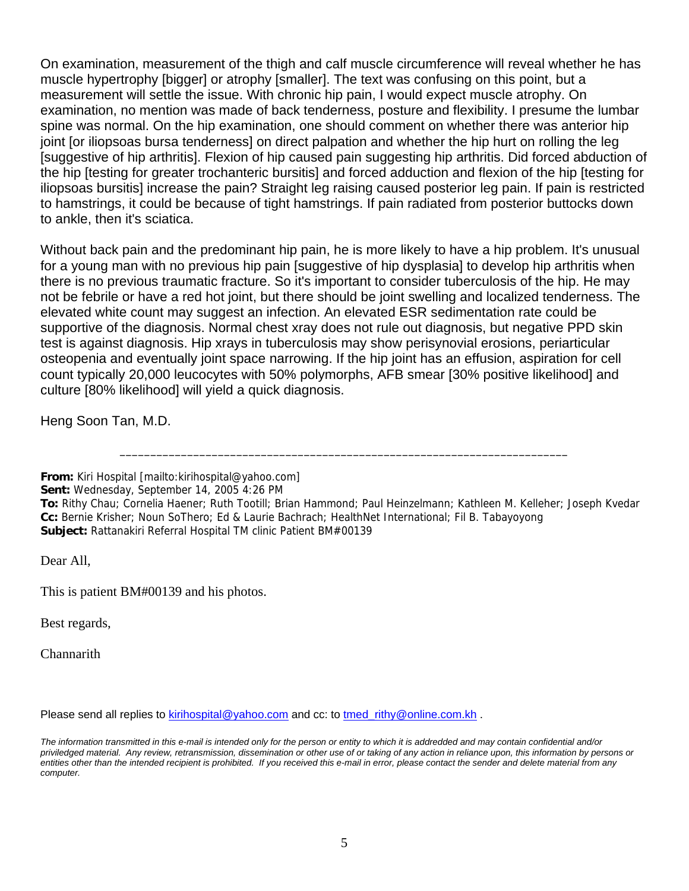On examination, measurement of the thigh and calf muscle circumference will reveal whether he has muscle hypertrophy [bigger] or atrophy [smaller]. The text was confusing on this point, but a measurement will settle the issue. With chronic hip pain, I would expect muscle atrophy. On examination, no mention was made of back tenderness, posture and flexibility. I presume the lumbar spine was normal. On the hip examination, one should comment on whether there was anterior hip joint [or iliopsoas bursa tenderness] on direct palpation and whether the hip hurt on rolling the leg [suggestive of hip arthritis]. Flexion of hip caused pain suggesting hip arthritis. Did forced abduction of the hip [testing for greater trochanteric bursitis] and forced adduction and flexion of the hip [testing for iliopsoas bursitis] increase the pain? Straight leg raising caused posterior leg pain. If pain is restricted to hamstrings, it could be because of tight hamstrings. If pain radiated from posterior buttocks down to ankle, then it's sciatica.

Without back pain and the predominant hip pain, he is more likely to have a hip problem. It's unusual for a young man with no previous hip pain [suggestive of hip dysplasia] to develop hip arthritis when there is no previous traumatic fracture. So it's important to consider tuberculosis of the hip. He may not be febrile or have a red hot joint, but there should be joint swelling and localized tenderness. The elevated white count may suggest an infection. An elevated ESR sedimentation rate could be supportive of the diagnosis. Normal chest xray does not rule out diagnosis, but negative PPD skin test is against diagnosis. Hip xrays in tuberculosis may show perisynovial erosions, periarticular osteopenia and eventually joint space narrowing. If the hip joint has an effusion, aspiration for cell count typically 20,000 leucocytes with 50% polymorphs, AFB smear [30% positive likelihood] and culture [80% likelihood] will yield a quick diagnosis.

Heng Soon Tan, M.D.

---

**From:** Kiri Hospital [mailto:kirihospital@yahoo.com]
**Sent:** Wednesday, September 14, 2005 4:26 PM
**To:** Rithy Chau; Cornelia Haener; Ruth Tootill; Brian Hammond; Paul Heinzelmann; Kathleen M. Kelleher; Joseph Kvedar
**Cc:** Bernie Krisher; Noun SoThero; Ed & Laurie Bachrach; HealthNet International; Fil B. Tabayoyong
**Subject:** Rattanakiri Referral Hospital TM clinic Patient BM#00139

Dear All,

This is patient BM#00139 and his photos.

Best regards,

Channarith

Please send all replies to kirihospital@yahoo.com and cc: to tmed_rithy@online.com.kh .

*The information transmitted in this e-mail is intended only for the person or entity to which it is addredded and may contain confidential and/or priviledged material. Any review, retransmission, dissemination or other use of or taking of any action in reliance upon, this information by persons or entities other than the intended recipient is prohibited. If you received this e-mail in error, please contact the sender and delete material from any computer.*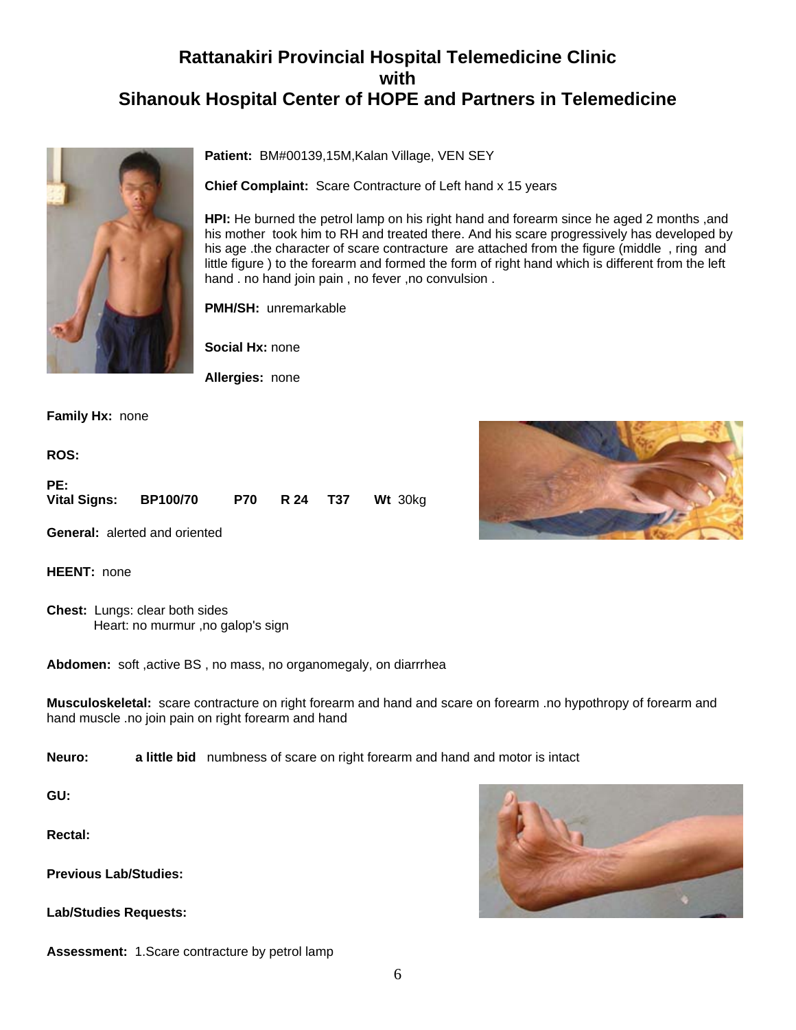# Rattanakiri Provincial Hospital Telemedicine Clinic with Sihanouk Hospital Center of HOPE and Partners in Telemedicine

**Patient:** BM#00139,15M,Kalan Village, VEN SEY

**Chief Complaint:** Scare Contracture of Left hand x 15 years

**HPI:** He burned the petrol lamp on his right hand and forearm since he aged 2 months ,and his mother took him to RH and treated there. And his scare progressively has developed by his age .the character of scare contracture are attached from the figure (middle , ring and little figure ) to the forearm and formed the form of right hand which is different from the left hand . no hand join pain , no fever ,no convulsion .

**PMH/SH:** unremarkable

**Social Hx:** none

**Allergies:** none

**Family Hx:** none

**ROS:**

**PE:**

**Vital Signs:** **BP100/70** **P70** **R 24** **T37** **Wt** 30kg

**General:** alerted and oriented

**HEENT:** none

**Chest:** Lungs: clear both sides
Heart: no murmur ,no galop's sign

**Abdomen:** soft ,active BS , no mass, no organomegaly, on diarrrhea

**Musculoskeletal:** scare contracture on right forearm and hand and scare on forearm .no hypothropy of forearm and hand muscle .no join pain on right forearm and hand

**Neuro:** **a little bid** numbness of scare on right forearm and hand and motor is intact

**GU:**

**Rectal:**

**Previous Lab/Studies:**

**Lab/Studies Requests:**

**Assessment:** 1.Scare contracture by petrol lamp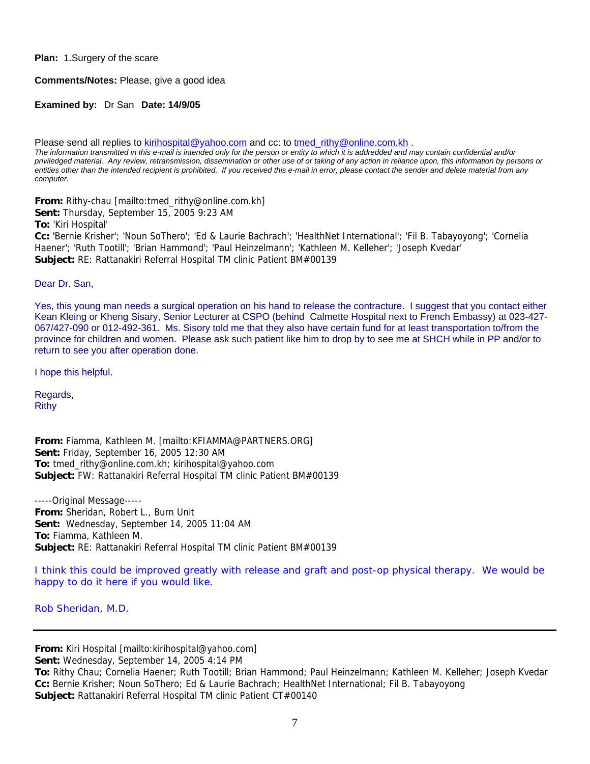**Plan:** 1.Surgery of the scare

**Comments/Notes:** Please, give a good idea

**Examined by:** Dr San **Date: 14/9/05**

Please send all replies to kirihospital@yahoo.com and cc: to tmed_rithy@online.com.kh .

*The information transmitted in this e-mail is intended only for the person or entity to which it is addredded and may contain confidential and/or priviledged material. Any review, retransmission, dissemination or other use of or taking of any action in reliance upon, this information by persons or entities other than the intended recipient is prohibited. If you received this e-mail in error, please contact the sender and delete material from any computer.*

**From:** Rithy-chau [mailto:tmed_rithy@online.com.kh]
**Sent:** Thursday, September 15, 2005 9:23 AM
**To:** 'Kiri Hospital'
**Cc:** 'Bernie Krisher'; 'Noun SoThero'; 'Ed & Laurie Bachrach'; 'HealthNet International'; 'Fil B. Tabayoyong'; 'Cornelia Haener'; 'Ruth Tootill'; 'Brian Hammond'; 'Paul Heinzelmann'; 'Kathleen M. Kelleher'; 'Joseph Kvedar'
**Subject:** RE: Rattanakiri Referral Hospital TM clinic Patient BM#00139

Dear Dr. San,

Yes, this young man needs a surgical operation on his hand to release the contracture. I suggest that you contact either Kean Kleing or Kheng Sisary, Senior Lecturer at CSPO (behind Calmette Hospital next to French Embassy) at 023-427-067/427-090 or 012-492-361. Ms. Sisory told me that they also have certain fund for at least transportation to/from the province for children and women. Please ask such patient like him to drop by to see me at SHCH while in PP and/or to return to see you after operation done.

I hope this helpful.

Regards,
Rithy

**From:** Fiamma, Kathleen M. [mailto:KFIAMMA@PARTNERS.ORG]
**Sent:** Friday, September 16, 2005 12:30 AM
**To:** tmed_rithy@online.com.kh; kirihospital@yahoo.com
**Subject:** FW: Rattanakiri Referral Hospital TM clinic Patient BM#00139

-----Original Message-----
**From:** Sheridan, Robert L., Burn Unit
**Sent:** Wednesday, September 14, 2005 11:04 AM
**To:** Fiamma, Kathleen M.
**Subject:** RE: Rattanakiri Referral Hospital TM clinic Patient BM#00139

I think this could be improved greatly with release and graft and post-op physical therapy. We would be happy to do it here if you would like.

Rob Sheridan, M.D.

---

**From:** Kiri Hospital [mailto:kirihospital@yahoo.com]
**Sent:** Wednesday, September 14, 2005 4:14 PM
**To:** Rithy Chau; Cornelia Haener; Ruth Tootill; Brian Hammond; Paul Heinzelmann; Kathleen M. Kelleher; Joseph Kvedar
**Cc:** Bernie Krisher; Noun SoThero; Ed & Laurie Bachrach; HealthNet International; Fil B. Tabayoyong
**Subject:** Rattanakiri Referral Hospital TM clinic Patient CT#00140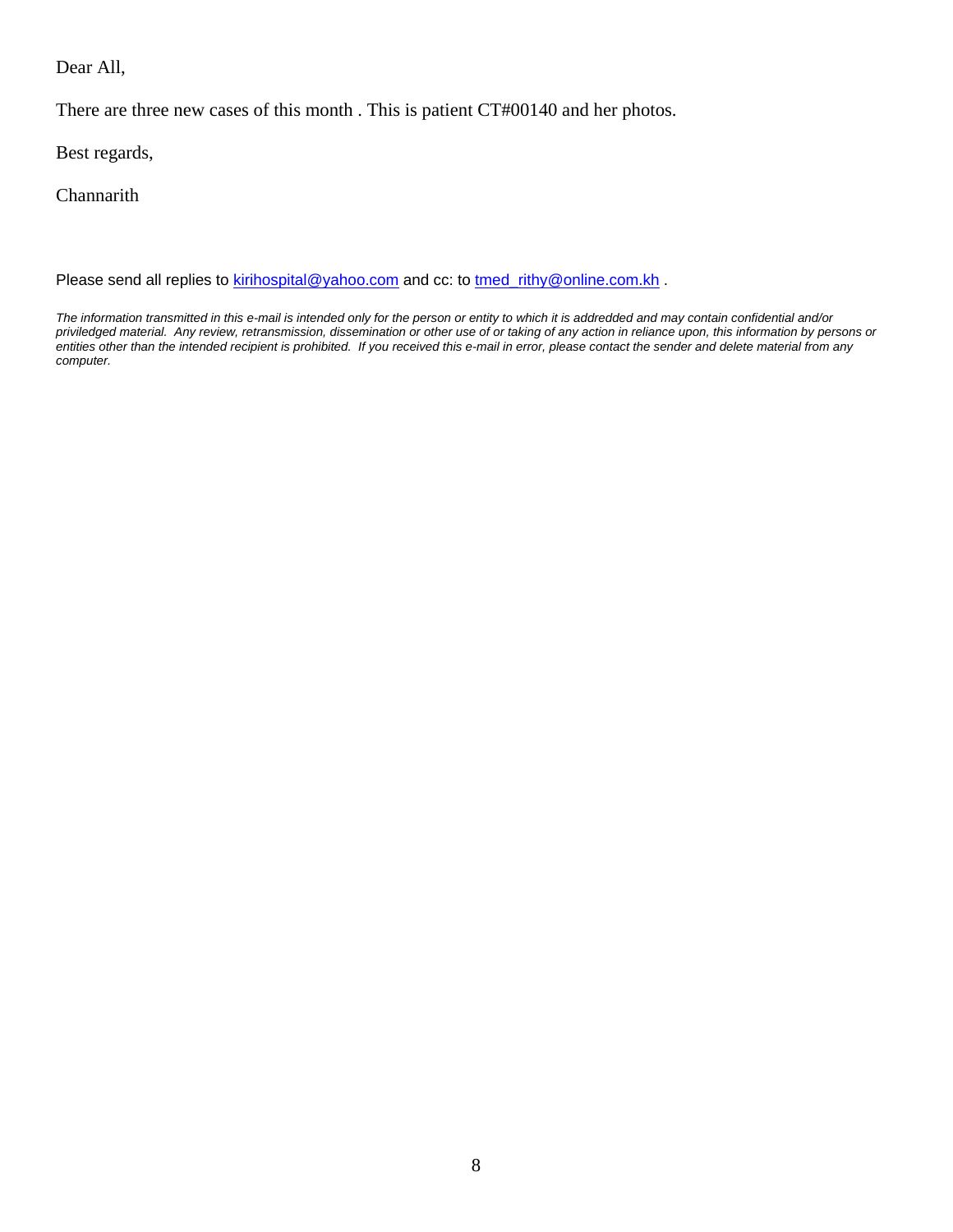Dear All,

There are three new cases of this month . This is patient CT#00140 and her photos.

Best regards,

Channarith

Please send all replies to kirihospital@yahoo.com and cc: to tmed_rithy@online.com.kh .

*The information transmitted in this e-mail is intended only for the person or entity to which it is addredded and may contain confidential and/or priviledged material. Any review, retransmission, dissemination or other use of or taking of any action in reliance upon, this information by persons or entities other than the intended recipient is prohibited. If you received this e-mail in error, please contact the sender and delete material from any computer.*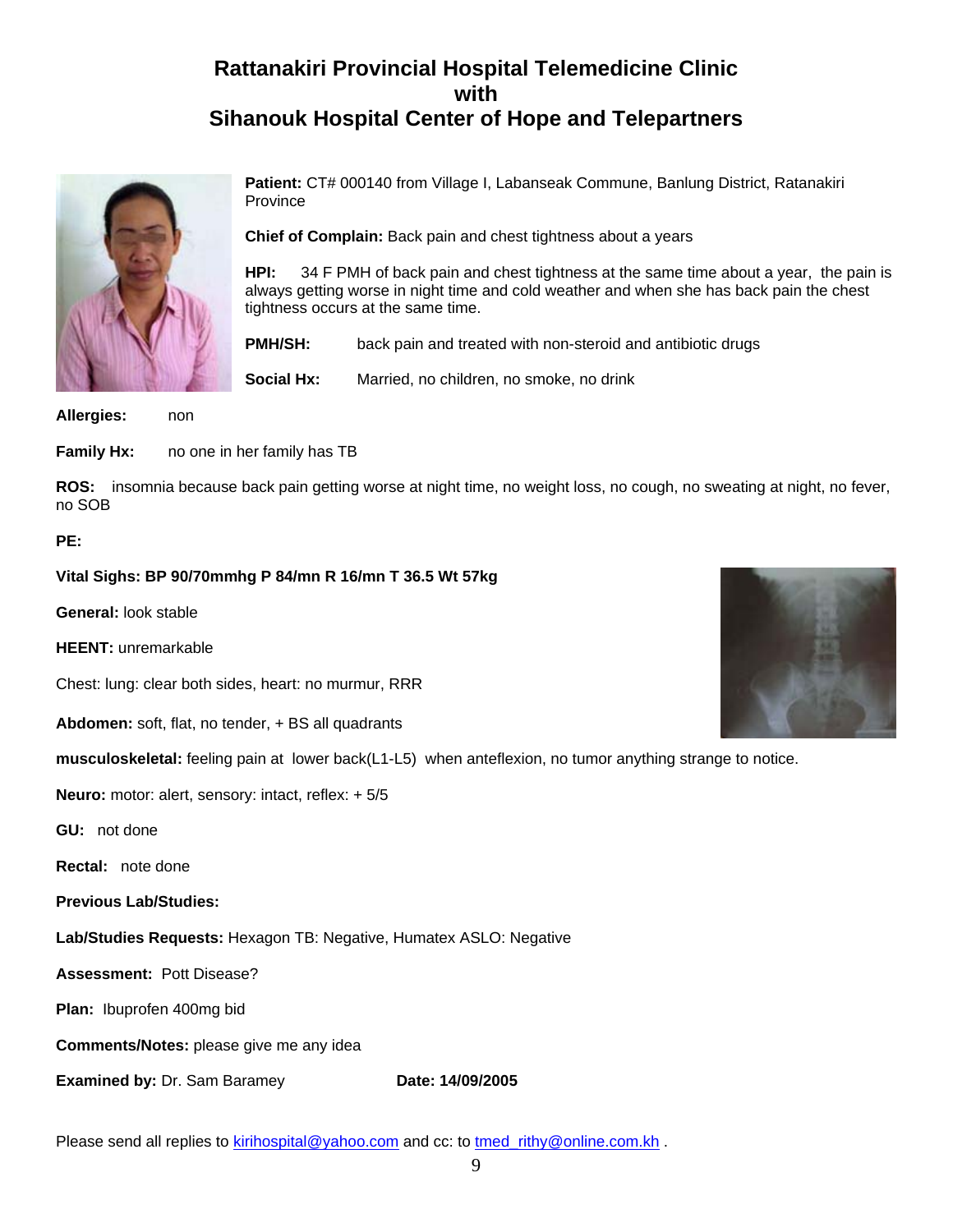# Rattanakiri Provincial Hospital Telemedicine Clinic with Sihanouk Hospital Center of Hope and Telepartners

**Patient:** CT# 000140 from Village I, Labanseak Commune, Banlung District, Ratanakiri Province

**Chief of Complain:** Back pain and chest tightness about a years

**HPI:** 34 F PMH of back pain and chest tightness at the same time about a year, the pain is always getting worse in night time and cold weather and when she has back pain the chest tightness occurs at the same time.

**PMH/SH:** back pain and treated with non-steroid and antibiotic drugs

**Social Hx:** Married, no children, no smoke, no drink

**Allergies:** non

**Family Hx:** no one in her family has TB

**ROS:** insomnia because back pain getting worse at night time, no weight loss, no cough, no sweating at night, no fever, no SOB

**PE:**

**Vital Sighs: BP 90/70mmhg P 84/mn R 16/mn T 36.5 Wt 57kg**

**General:** look stable

**HEENT:** unremarkable

Chest: lung: clear both sides, heart: no murmur, RRR

**Abdomen:** soft, flat, no tender, + BS all quadrants

**musculoskeletal:** feeling pain at lower back(L1-L5) when anteflexion, no tumor anything strange to notice.

**Neuro:** motor: alert, sensory: intact, reflex: + 5/5

**GU:** not done

**Rectal:** note done

**Previous Lab/Studies:**

**Lab/Studies Requests:** Hexagon TB: Negative, Humatex ASLO: Negative

**Assessment:** Pott Disease?

**Plan:** Ibuprofen 400mg bid

**Comments/Notes:** please give me any idea

**Examined by:** Dr. Sam Baramey **Date: 14/09/2005**

Please send all replies to kirihospital@yahoo.com and cc: to tmed_rithy@online.com.kh .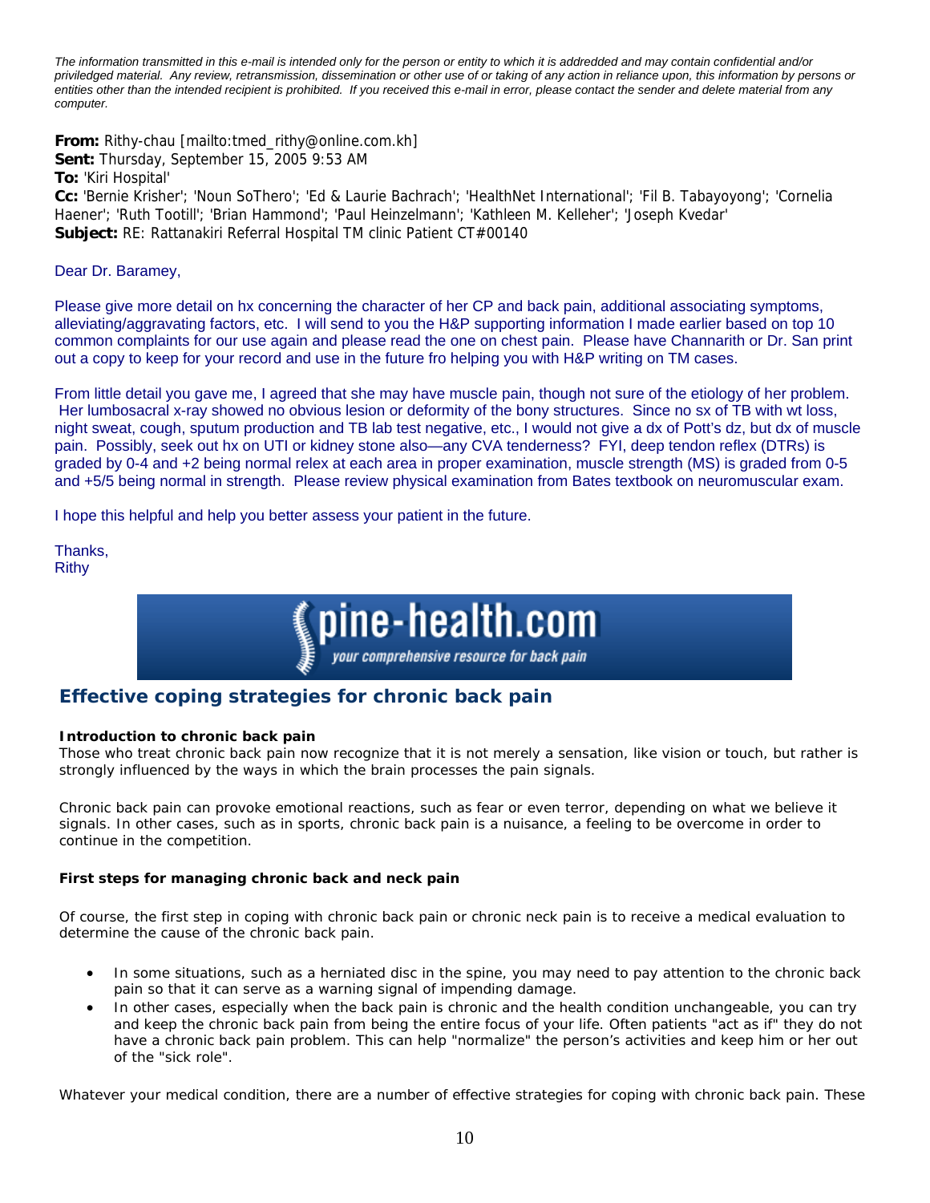*The information transmitted in this e-mail is intended only for the person or entity to which it is addredded and may contain confidential and/or priviledged material. Any review, retransmission, dissemination or other use of or taking of any action in reliance upon, this information by persons or entities other than the intended recipient is prohibited. If you received this e-mail in error, please contact the sender and delete material from any computer.*

**From:** Rithy-chau [mailto:tmed_rithy@online.com.kh]
**Sent:** Thursday, September 15, 2005 9:53 AM
**To:** 'Kiri Hospital'
**Cc:** 'Bernie Krisher'; 'Noun SoThero'; 'Ed & Laurie Bachrach'; 'HealthNet International'; 'Fil B. Tabayoyong'; 'Cornelia Haener'; 'Ruth Tootill'; 'Brian Hammond'; 'Paul Heinzelmann'; 'Kathleen M. Kelleher'; 'Joseph Kvedar'
**Subject:** RE: Rattanakiri Referral Hospital TM clinic Patient CT#00140

Dear Dr. Baramey,

Please give more detail on hx concerning the character of her CP and back pain, additional associating symptoms, alleviating/aggravating factors, etc. I will send to you the H&P supporting information I made earlier based on top 10 common complaints for our use again and please read the one on chest pain. Please have Channarith or Dr. San print out a copy to keep for your record and use in the future fro helping you with H&P writing on TM cases.

From little detail you gave me, I agreed that she may have muscle pain, though not sure of the etiology of her problem. Her lumbosacral x-ray showed no obvious lesion or deformity of the bony structures. Since no sx of TB with wt loss, night sweat, cough, sputum production and TB lab test negative, etc., I would not give a dx of Pott's dz, but dx of muscle pain. Possibly, seek out hx on UTI or kidney stone also—any CVA tenderness? FYI, deep tendon reflex (DTRs) is graded by 0-4 and +2 being normal relex at each area in proper examination, muscle strength (MS) is graded from 0-5 and +5/5 being normal in strength. Please review physical examination from Bates textbook on neuromuscular exam.

I hope this helpful and help you better assess your patient in the future.

Thanks,
Rithy

**Spine-health.com**
*your comprehensive resource for back pain*

## Effective coping strategies for chronic back pain

**Introduction to chronic back pain**

Those who treat chronic back pain now recognize that it is not merely a sensation, like vision or touch, but rather is strongly influenced by the ways in which the brain processes the pain signals.

Chronic back pain can provoke emotional reactions, such as fear or even terror, depending on what we believe it signals. In other cases, such as in sports, chronic back pain is a nuisance, a feeling to be overcome in order to continue in the competition.

**First steps for managing chronic back and neck pain**

Of course, the first step in coping with chronic back pain or chronic neck pain is to receive a medical evaluation to determine the cause of the chronic back pain.

- In some situations, such as a herniated disc in the spine, you may need to pay attention to the chronic back pain so that it can serve as a warning signal of impending damage.
- In other cases, especially when the back pain is chronic and the health condition unchangeable, you can try and keep the chronic back pain from being the entire focus of your life. Often patients "act as if" they do not have a chronic back pain problem. This can help "normalize" the person's activities and keep him or her out of the "sick role".

Whatever your medical condition, there are a number of effective strategies for coping with chronic back pain. These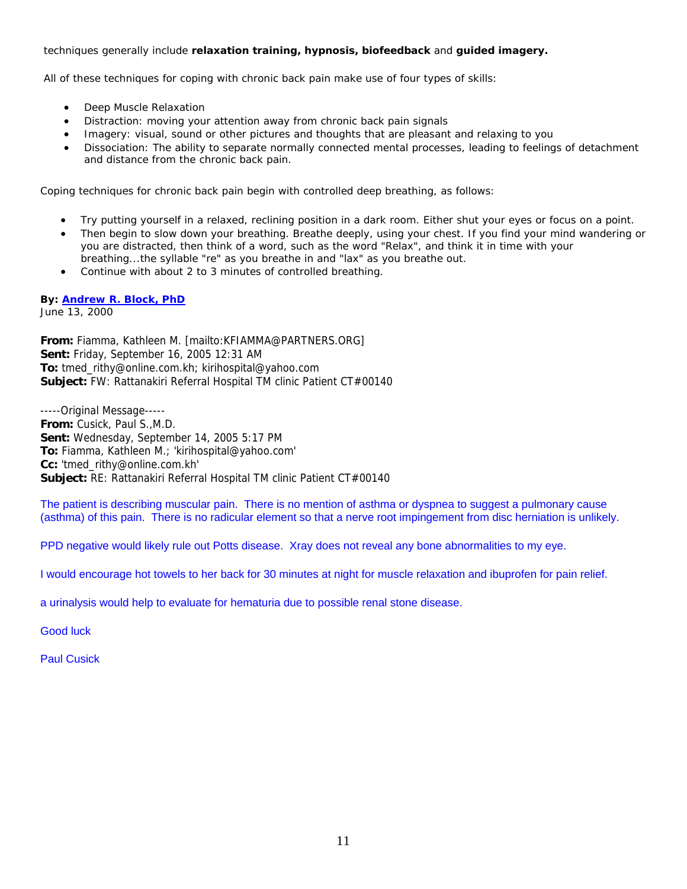techniques generally include **relaxation training, hypnosis, biofeedback** and **guided imagery.**

All of these techniques for coping with chronic back pain make use of four types of skills:

- Deep Muscle Relaxation
- Distraction: moving your attention away from chronic back pain signals
- Imagery: visual, sound or other pictures and thoughts that are pleasant and relaxing to you
- Dissociation: The ability to separate normally connected mental processes, leading to feelings of detachment and distance from the chronic back pain.

Coping techniques for chronic back pain begin with controlled deep breathing, as follows:

- Try putting yourself in a relaxed, reclining position in a dark room. Either shut your eyes or focus on a point.
- Then begin to slow down your breathing. Breathe deeply, using your chest. If you find your mind wandering or you are distracted, then think of a word, such as the word "Relax", and think it in time with your breathing...the syllable "re" as you breathe in and "lax" as you breathe out.
- Continue with about 2 to 3 minutes of controlled breathing.

**By: Andrew R. Block, PhD**
June 13, 2000

**From:** Fiamma, Kathleen M. [mailto:KFIAMMA@PARTNERS.ORG]
**Sent:** Friday, September 16, 2005 12:31 AM
**To:** tmed_rithy@online.com.kh; kirihospital@yahoo.com
**Subject:** FW: Rattanakiri Referral Hospital TM clinic Patient CT#00140

-----Original Message-----
**From:** Cusick, Paul S.,M.D.
**Sent:** Wednesday, September 14, 2005 5:17 PM
**To:** Fiamma, Kathleen M.; 'kirihospital@yahoo.com'
**Cc:** 'tmed_rithy@online.com.kh'
**Subject:** RE: Rattanakiri Referral Hospital TM clinic Patient CT#00140

The patient is describing muscular pain. There is no mention of asthma or dyspnea to suggest a pulmonary cause (asthma) of this pain. There is no radicular element so that a nerve root impingement from disc herniation is unlikely.

PPD negative would likely rule out Potts disease. Xray does not reveal any bone abnormalities to my eye.

I would encourage hot towels to her back for 30 minutes at night for muscle relaxation and ibuprofen for pain relief.

a urinalysis would help to evaluate for hematuria due to possible renal stone disease.

Good luck

Paul Cusick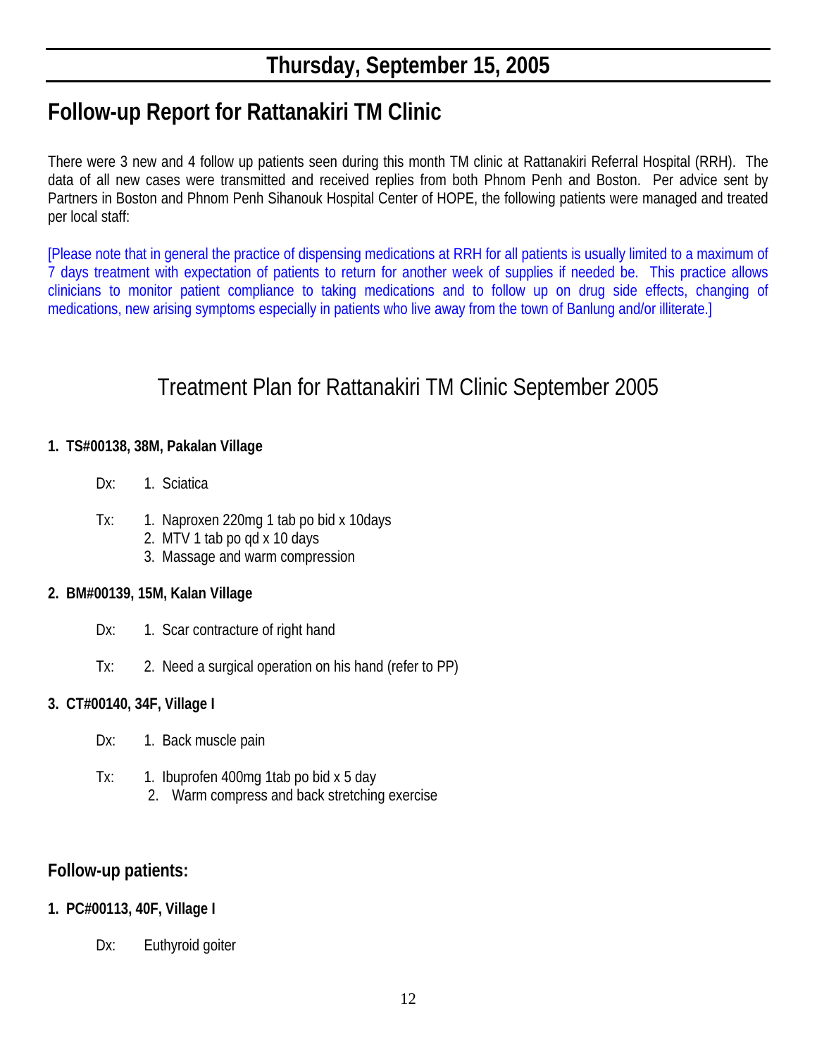# Thursday, September 15, 2005

## Follow-up Report for Rattanakiri TM Clinic

There were 3 new and 4 follow up patients seen during this month TM clinic at Rattanakiri Referral Hospital (RRH). The data of all new cases were transmitted and received replies from both Phnom Penh and Boston. Per advice sent by Partners in Boston and Phnom Penh Sihanouk Hospital Center of HOPE, the following patients were managed and treated per local staff:

[Please note that in general the practice of dispensing medications at RRH for all patients is usually limited to a maximum of 7 days treatment with expectation of patients to return for another week of supplies if needed be. This practice allows clinicians to monitor patient compliance to taking medications and to follow up on drug side effects, changing of medications, new arising symptoms especially in patients who live away from the town of Banlung and/or illiterate.]

## Treatment Plan for Rattanakiri TM Clinic September 2005

**1. TS#00138, 38M, Pakalan Village**

Dx: 1. Sciatica

Tx: 1. Naproxen 220mg 1 tab po bid x 10days
2. MTV 1 tab po qd x 10 days
3. Massage and warm compression

**2. BM#00139, 15M, Kalan Village**

Dx: 1. Scar contracture of right hand

Tx: 2. Need a surgical operation on his hand (refer to PP)

**3. CT#00140, 34F, Village I**

Dx: 1. Back muscle pain

Tx: 1. Ibuprofen 400mg 1tab po bid x 5 day
2. Warm compress and back stretching exercise

### Follow-up patients:

**1. PC#00113, 40F, Village I**

Dx: Euthyroid goiter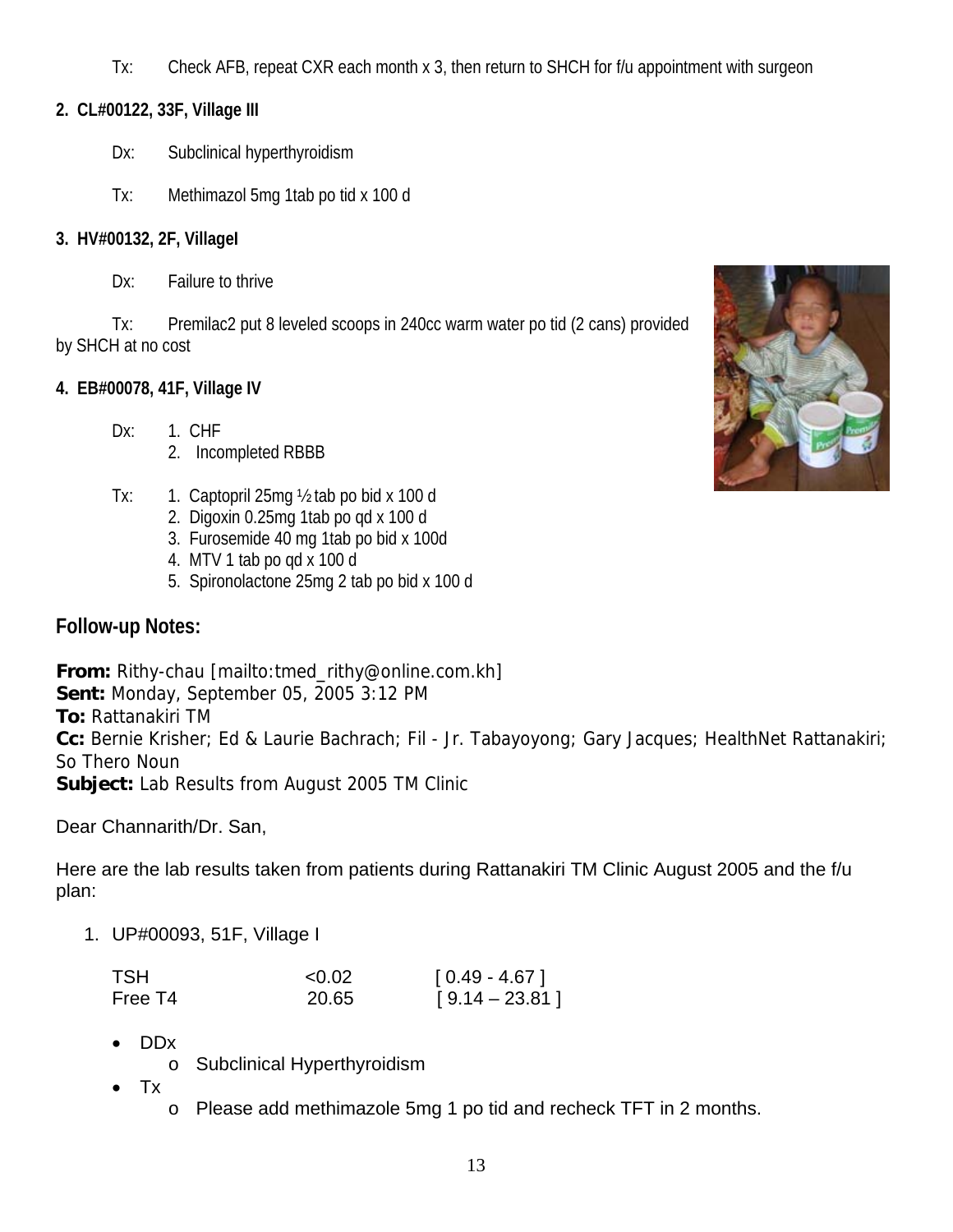Tx: Check AFB, repeat CXR each month x 3, then return to SHCH for f/u appointment with surgeon

**2. CL#00122, 33F, Village III**

Dx: Subclinical hyperthyroidism

Tx: Methimazol 5mg 1tab po tid x 100 d

**3. HV#00132, 2F, VillageI**

Dx: Failure to thrive

Tx: Premilac2 put 8 leveled scoops in 240cc warm water po tid (2 cans) provided by SHCH at no cost

**4. EB#00078, 41F, Village IV**

Dx:
1. CHF
2. Incompleted RBBB

Tx:
1. Captopril 25mg ½ tab po bid x 100 d
2. Digoxin 0.25mg 1tab po qd x 100 d
3. Furosemide 40 mg 1tab po bid x 100d
4. MTV 1 tab po qd x 100 d
5. Spironolactone 25mg 2 tab po bid x 100 d

## Follow-up Notes:

**From:** Rithy-chau [mailto:tmed_rithy@online.com.kh]
**Sent:** Monday, September 05, 2005 3:12 PM
**To:** Rattanakiri TM
**Cc:** Bernie Krisher; Ed & Laurie Bachrach; Fil - Jr. Tabayoyong; Gary Jacques; HealthNet Rattanakiri; So Thero Noun
**Subject:** Lab Results from August 2005 TM Clinic

Dear Channarith/Dr. San,

Here are the lab results taken from patients during Rattanakiri TM Clinic August 2005 and the f/u plan:

1. UP#00093, 51F, Village I

| | | |
|---|---|---|
| TSH | <0.02 | [ 0.49 - 4.67 ] |
| Free T4 | 20.65 | [ 9.14 – 23.81 ] |

- DDx
  - Subclinical Hyperthyroidism
- Tx
  - Please add methimazole 5mg 1 po tid and recheck TFT in 2 months.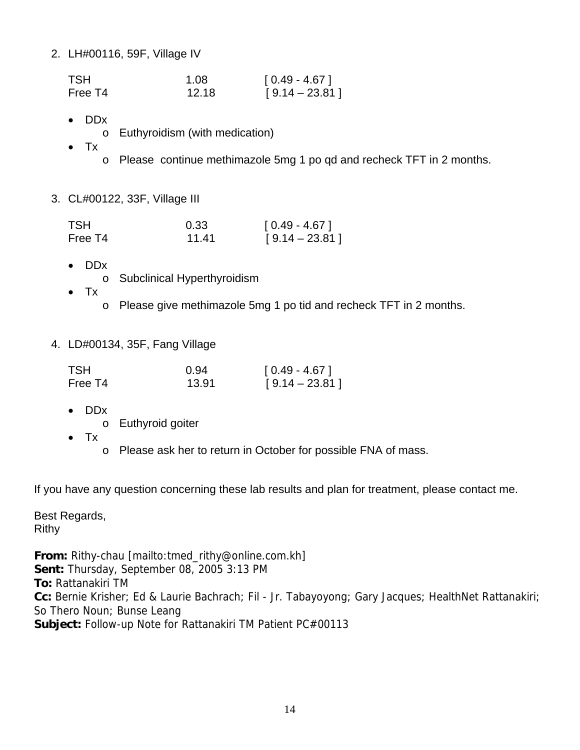2. LH#00116, 59F, Village IV

| TSH | 1.08 | [ 0.49 - 4.67 ] |
|---|---|---|
| Free T4 | 12.18 | [ 9.14 – 23.81 ] |

- DDx
  - Euthyroidism (with medication)
- Tx
  - Please continue methimazole 5mg 1 po qd and recheck TFT in 2 months.

3. CL#00122, 33F, Village III

| TSH | 0.33 | [ 0.49 - 4.67 ] |
|---|---|---|
| Free T4 | 11.41 | [ 9.14 – 23.81 ] |

- DDx
  - Subclinical Hyperthyroidism
- Tx
  - Please give methimazole 5mg 1 po tid and recheck TFT in 2 months.

4. LD#00134, 35F, Fang Village

| TSH | 0.94 | [ 0.49 - 4.67 ] |
|---|---|---|
| Free T4 | 13.91 | [ 9.14 – 23.81 ] |

- DDx
  - Euthyroid goiter
- Tx
  - Please ask her to return in October for possible FNA of mass.

If you have any question concerning these lab results and plan for treatment, please contact me.

Best Regards,
Rithy

**From:** Rithy-chau [mailto:tmed_rithy@online.com.kh]
**Sent:** Thursday, September 08, 2005 3:13 PM
**To:** Rattanakiri TM
**Cc:** Bernie Krisher; Ed & Laurie Bachrach; Fil - Jr. Tabayoyong; Gary Jacques; HealthNet Rattanakiri; So Thero Noun; Bunse Leang
**Subject:** Follow-up Note for Rattanakiri TM Patient PC#00113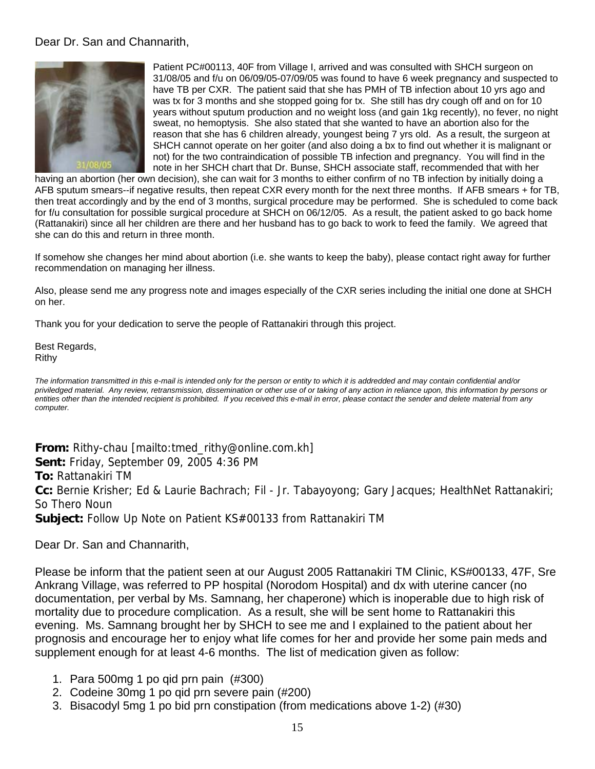Dear Dr. San and Channarith,

Patient PC#00113, 40F from Village I, arrived and was consulted with SHCH surgeon on 31/08/05 and f/u on 06/09/05-07/09/05 was found to have 6 week pregnancy and suspected to have TB per CXR. The patient said that she has PMH of TB infection about 10 yrs ago and was tx for 3 months and she stopped going for tx. She still has dry cough off and on for 10 years without sputum production and no weight loss (and gain 1kg recently), no fever, no night sweat, no hemoptysis. She also stated that she wanted to have an abortion also for the reason that she has 6 children already, youngest being 7 yrs old. As a result, the surgeon at SHCH cannot operate on her goiter (and also doing a bx to find out whether it is malignant or not) for the two contraindication of possible TB infection and pregnancy. You will find in the note in her SHCH chart that Dr. Bunse, SHCH associate staff, recommended that with her having an abortion (her own decision), she can wait for 3 months to either confirm of no TB infection by initially doing a AFB sputum smears--if negative results, then repeat CXR every month for the next three months. If AFB smears + for TB, then treat accordingly and by the end of 3 months, surgical procedure may be performed. She is scheduled to come back for f/u consultation for possible surgical procedure at SHCH on 06/12/05. As a result, the patient asked to go back home (Rattanakiri) since all her children are there and her husband has to go back to work to feed the family. We agreed that she can do this and return in three month.

If somehow she changes her mind about abortion (i.e. she wants to keep the baby), please contact right away for further recommendation on managing her illness.

Also, please send me any progress note and images especially of the CXR series including the initial one done at SHCH on her.

Thank you for your dedication to serve the people of Rattanakiri through this project.

Best Regards,
Rithy

*The information transmitted in this e-mail is intended only for the person or entity to which it is addredded and may contain confidential and/or priviledged material. Any review, retransmission, dissemination or other use of or taking of any action in reliance upon, this information by persons or entities other than the intended recipient is prohibited. If you received this e-mail in error, please contact the sender and delete material from any computer.*

**From:** Rithy-chau [mailto:tmed_rithy@online.com.kh]
**Sent:** Friday, September 09, 2005 4:36 PM
**To:** Rattanakiri TM
**Cc:** Bernie Krisher; Ed & Laurie Bachrach; Fil - Jr. Tabayoyong; Gary Jacques; HealthNet Rattanakiri; So Thero Noun
**Subject:** Follow Up Note on Patient KS#00133 from Rattanakiri TM

Dear Dr. San and Channarith,

Please be inform that the patient seen at our August 2005 Rattanakiri TM Clinic, KS#00133, 47F, Sre Ankrang Village, was referred to PP hospital (Norodom Hospital) and dx with uterine cancer (no documentation, per verbal by Ms. Samnang, her chaperone) which is inoperable due to high risk of mortality due to procedure complication. As a result, she will be sent home to Rattanakiri this evening. Ms. Samnang brought her by SHCH to see me and I explained to the patient about her prognosis and encourage her to enjoy what life comes for her and provide her some pain meds and supplement enough for at least 4-6 months. The list of medication given as follow:

1. Para 500mg 1 po qid prn pain (#300)
2. Codeine 30mg 1 po qid prn severe pain (#200)
3. Bisacodyl 5mg 1 po bid prn constipation (from medications above 1-2) (#30)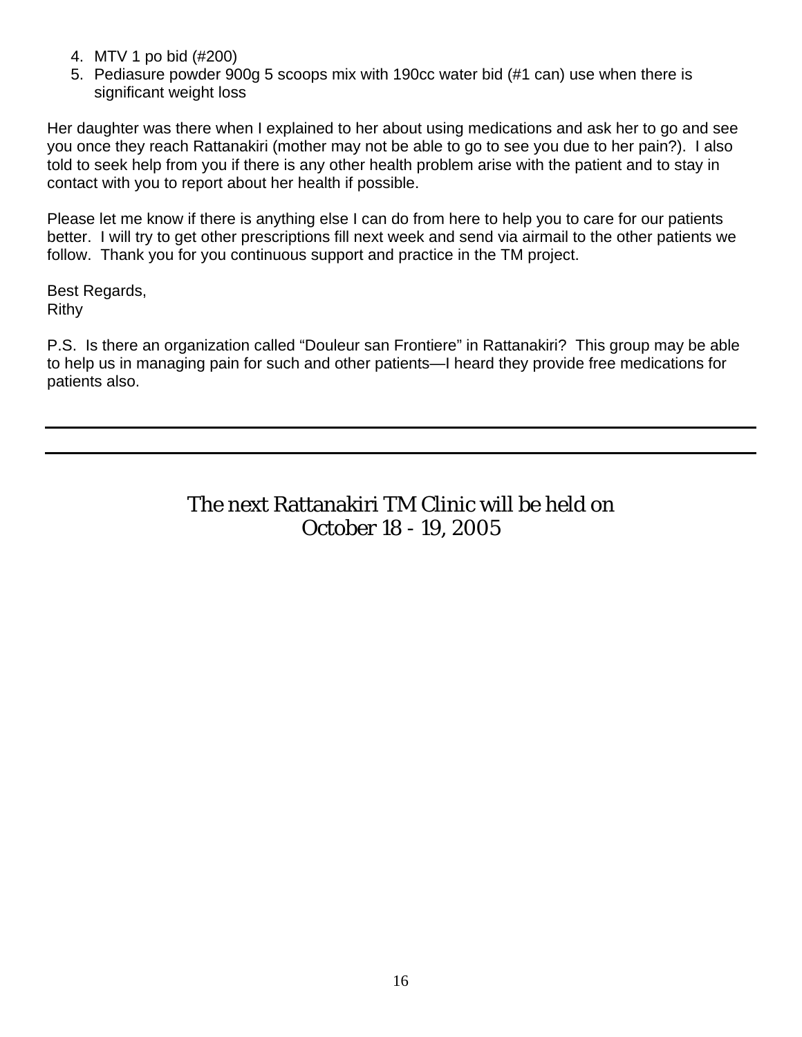4. MTV 1 po bid (#200)
5. Pediasure powder 900g 5 scoops mix with 190cc water bid (#1 can) use when there is significant weight loss

Her daughter was there when I explained to her about using medications and ask her to go and see you once they reach Rattanakiri (mother may not be able to go to see you due to her pain?). I also told to seek help from you if there is any other health problem arise with the patient and to stay in contact with you to report about her health if possible.

Please let me know if there is anything else I can do from here to help you to care for our patients better. I will try to get other prescriptions fill next week and send via airmail to the other patients we follow. Thank you for you continuous support and practice in the TM project.

Best Regards,
Rithy

P.S. Is there an organization called “Douleur san Frontiere” in Rattanakiri? This group may be able to help us in managing pain for such and other patients—I heard they provide free medications for patients also.

---

The next Rattanakiri TM Clinic will be held on
October 18 - 19, 2005